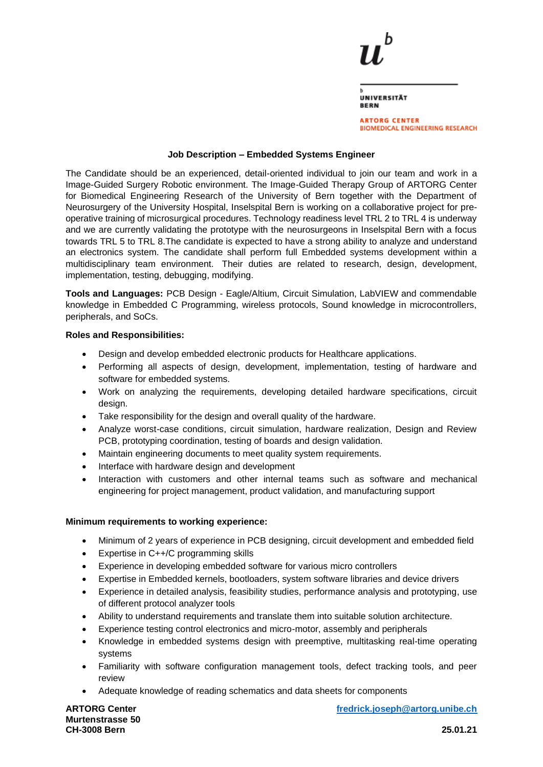UNIVERSITÄT BERN

ARTORG CENTER BIOMEDICAL ENGINEERING RESEARCH

**Job Description – Embedded Systems Engineer**

The Candidate should be an experienced, detail-oriented individual to join our team and work in a Image-Guided Surgery Robotic environment. The Image-Guided Therapy Group of ARTORG Center for Biomedical Engineering Research of the University of Bern together with the Department of Neurosurgery of the University Hospital, Inselspital Bern is working on a collaborative project for pre-operative training of microsurgical procedures. Technology readiness level TRL 2 to TRL 4 is underway and we are currently validating the prototype with the neurosurgeons in Inselspital Bern with a focus towards TRL 5 to TRL 8.The candidate is expected to have a strong ability to analyze and understand an electronics system. The candidate shall perform full Embedded systems development within a multidisciplinary team environment. Their duties are related to research, design, development, implementation, testing, debugging, modifying.

**Tools and Languages:** PCB Design - Eagle/Altium, Circuit Simulation, LabVIEW and commendable knowledge in Embedded C Programming, wireless protocols, Sound knowledge in microcontrollers, peripherals, and SoCs.

**Roles and Responsibilities:**

- Design and develop embedded electronic products for Healthcare applications.
- Performing all aspects of design, development, implementation, testing of hardware and software for embedded systems.
- Work on analyzing the requirements, developing detailed hardware specifications, circuit design.
- Take responsibility for the design and overall quality of the hardware.
- Analyze worst-case conditions, circuit simulation, hardware realization, Design and Review PCB, prototyping coordination, testing of boards and design validation.
- Maintain engineering documents to meet quality system requirements.
- Interface with hardware design and development
- Interaction with customers and other internal teams such as software and mechanical engineering for project management, product validation, and manufacturing support

**Minimum requirements to working experience:**

- Minimum of 2 years of experience in PCB designing, circuit development and embedded field
- Expertise in C++/C programming skills
- Experience in developing embedded software for various micro controllers
- Expertise in Embedded kernels, bootloaders, system software libraries and device drivers
- Experience in detailed analysis, feasibility studies, performance analysis and prototyping, use of different protocol analyzer tools
- Ability to understand requirements and translate them into suitable solution architecture.
- Experience testing control electronics and micro-motor, assembly and peripherals
- Knowledge in embedded systems design with preemptive, multitasking real-time operating systems
- Familiarity with software configuration management tools, defect tracking tools, and peer review
- Adequate knowledge of reading schematics and data sheets for components

**ARTORG Center**
**Murtenstrasse 50**
**CH-3008 Bern**

fredrick.joseph@artorg.unibe.ch

**25.01.21**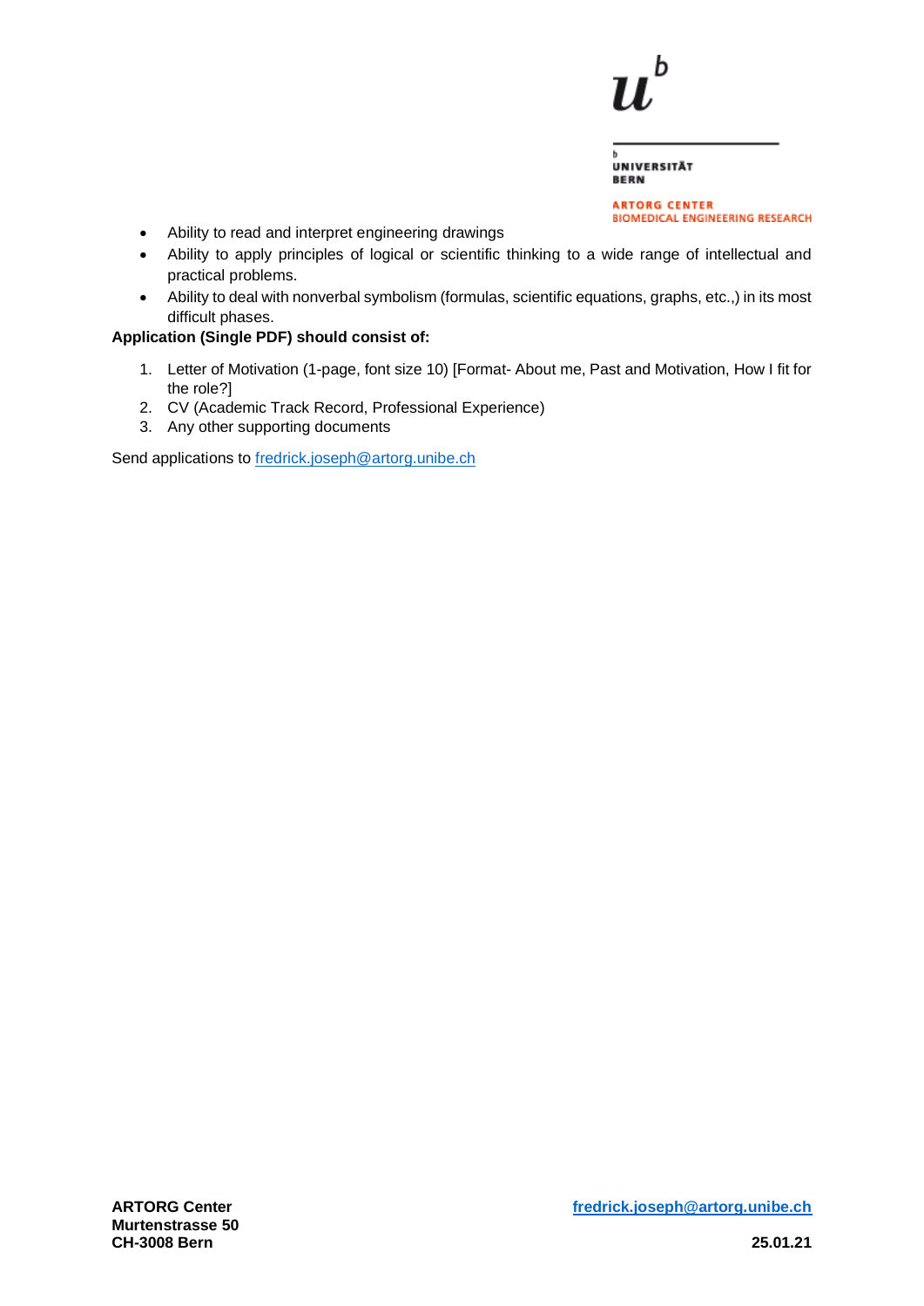- Ability to read and interpret engineering drawings
- Ability to apply principles of logical or scientific thinking to a wide range of intellectual and practical problems.
- Ability to deal with nonverbal symbolism (formulas, scientific equations, graphs, etc.,) in its most difficult phases.

**Application (Single PDF) should consist of:**

1. Letter of Motivation (1-page, font size 10) [Format- About me, Past and Motivation, How I fit for the role?]
2. CV (Academic Track Record, Professional Experience)
3. Any other supporting documents

Send applications to fredrick.joseph@artorg.unibe.ch

**ARTORG Center**
**Murtenstrasse 50**
**CH-3008 Bern**

**fredrick.joseph@artorg.unibe.ch**

**25.01.21**